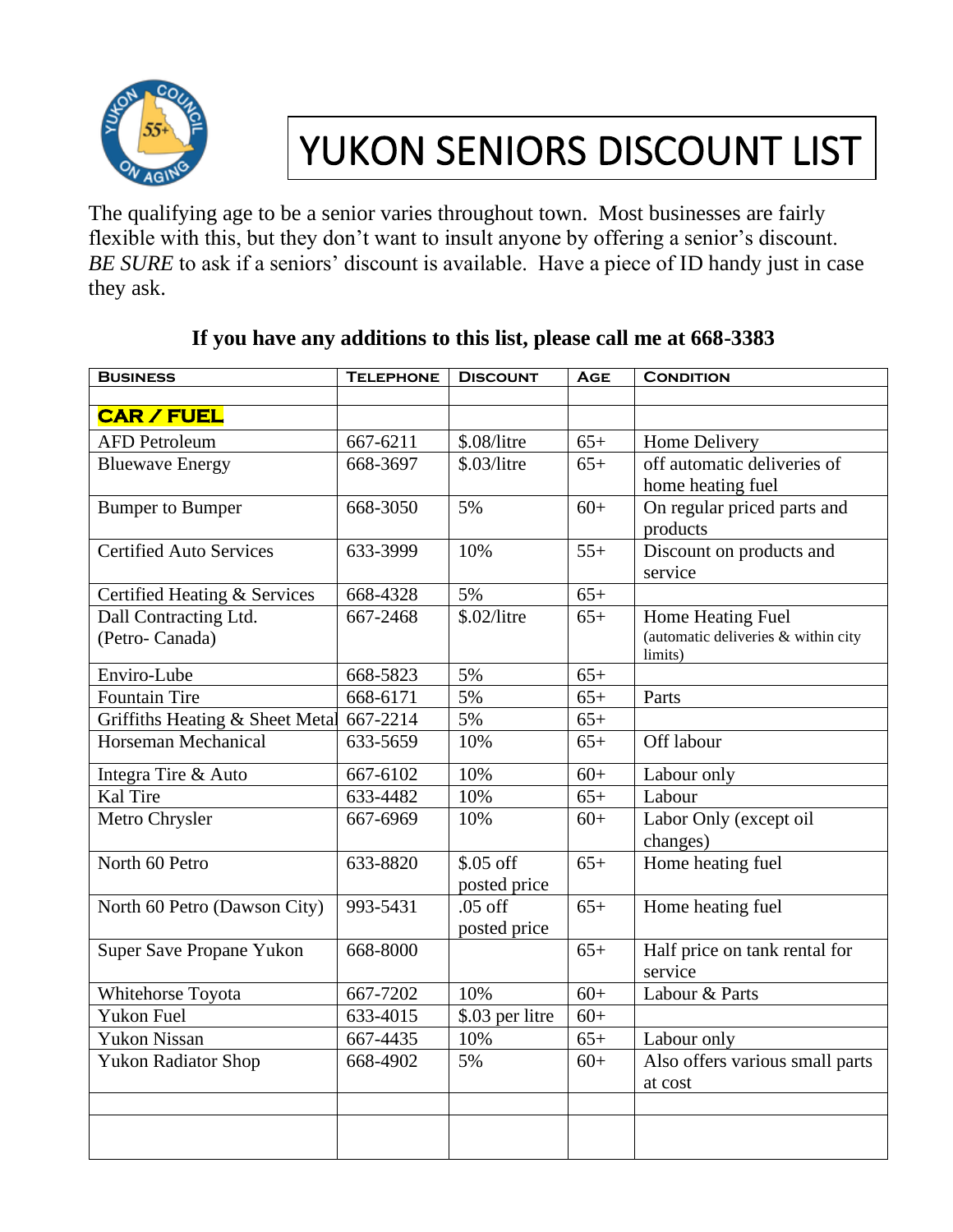# YUKON SENIORS DISCOUNT LIST

The qualifying age to be a senior varies throughout town. Most businesses are fairly flexible with this, but they don't want to insult anyone by offering a senior's discount. *BE SURE* to ask if a seniors' discount is available. Have a piece of ID handy just in case they ask.

**If you have any additions to this list, please call me at 668-3383**

| Business | Telephone | Discount | Age | Condition |
|---|---|---|---|---|
| | | | | |
| **CAR / FUEL** | | | | |
| AFD Petroleum | 667-6211 | $.08/litre | 65+ | Home Delivery |
| Bluewave Energy | 668-3697 | $.03/litre | 65+ | off automatic deliveries of home heating fuel |
| Bumper to Bumper | 668-3050 | 5% | 60+ | On regular priced parts and products |
| Certified Auto Services | 633-3999 | 10% | 55+ | Discount on products and service |
| Certified Heating & Services | 668-4328 | 5% | 65+ | |
| Dall Contracting Ltd. (Petro- Canada) | 667-2468 | $.02/litre | 65+ | Home Heating Fuel (automatic deliveries & within city limits) |
| Enviro-Lube | 668-5823 | 5% | 65+ | |
| Fountain Tire | 668-6171 | 5% | 65+ | Parts |
| Griffiths Heating & Sheet Metal | 667-2214 | 5% | 65+ | |
| Horseman Mechanical | 633-5659 | 10% | 65+ | Off labour |
| Integra Tire & Auto | 667-6102 | 10% | 60+ | Labour only |
| Kal Tire | 633-4482 | 10% | 65+ | Labour |
| Metro Chrysler | 667-6969 | 10% | 60+ | Labor Only (except oil changes) |
| North 60 Petro | 633-8820 | $.05 off posted price | 65+ | Home heating fuel |
| North 60 Petro (Dawson City) | 993-5431 | .05 off posted price | 65+ | Home heating fuel |
| Super Save Propane Yukon | 668-8000 | | 65+ | Half price on tank rental for service |
| Whitehorse Toyota | 667-7202 | 10% | 60+ | Labour & Parts |
| Yukon Fuel | 633-4015 | $.03 per litre | 60+ | |
| Yukon Nissan | 667-4435 | 10% | 65+ | Labour only |
| Yukon Radiator Shop | 668-4902 | 5% | 60+ | Also offers various small parts at cost |
| | | | | |
| | | | | |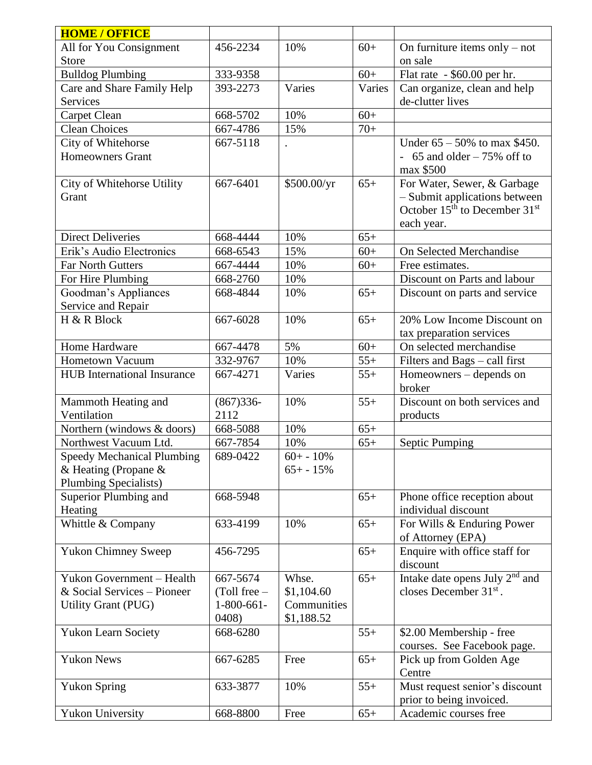| **HOME / OFFICE** | | | | |
|---|---|---|---|---|
| All for You Consignment Store | 456-2234 | 10% | 60+ | On furniture items only – not on sale |
| Bulldog Plumbing | 333-9358 | | 60+ | Flat rate - $60.00 per hr. |
| Care and Share Family Help Services | 393-2273 | Varies | Varies | Can organize, clean and help de-clutter lives |
| Carpet Clean | 668-5702 | 10% | 60+ | |
| Clean Choices | 667-4786 | 15% | 70+ | |
| City of Whitehorse Homeowners Grant | 667-5118 | . | | Under 65 – 50% to max $450. - 65 and older – 75% off to max $500 |
| City of Whitehorse Utility Grant | 667-6401 | $500.00/yr | 65+ | For Water, Sewer, & Garbage – Submit applications between October 15th to December 31st each year. |
| Direct Deliveries | 668-4444 | 10% | 65+ | |
| Erik's Audio Electronics | 668-6543 | 15% | 60+ | On Selected Merchandise |
| Far North Gutters | 667-4444 | 10% | 60+ | Free estimates. |
| For Hire Plumbing | 668-2760 | 10% | | Discount on Parts and labour |
| Goodman's Appliances Service and Repair | 668-4844 | 10% | 65+ | Discount on parts and service |
| H & R Block | 667-6028 | 10% | 65+ | 20% Low Income Discount on tax preparation services |
| Home Hardware | 667-4478 | 5% | 60+ | On selected merchandise |
| Hometown Vacuum | 332-9767 | 10% | 55+ | Filters and Bags – call first |
| HUB International Insurance | 667-4271 | Varies | 55+ | Homeowners – depends on broker |
| Mammoth Heating and Ventilation | (867)336-2112 | 10% | 55+ | Discount on both services and products |
| Northern (windows & doors) | 668-5088 | 10% | 65+ | |
| Northwest Vacuum Ltd. | 667-7854 | 10% | 65+ | Septic Pumping |
| Speedy Mechanical Plumbing & Heating (Propane & Plumbing Specialists) | 689-0422 | 60+ - 10% 65+ - 15% | | |
| Superior Plumbing and Heating | 668-5948 | | 65+ | Phone office reception about individual discount |
| Whittle & Company | 633-4199 | 10% | 65+ | For Wills & Enduring Power of Attorney (EPA) |
| Yukon Chimney Sweep | 456-7295 | | 65+ | Enquire with office staff for discount |
| Yukon Government – Health & Social Services – Pioneer Utility Grant (PUG) | 667-5674 (Toll free – 1-800-661-0408) | Whse. $1,104.60 Communities $1,188.52 | 65+ | Intake date opens July 2nd and closes December 31st. |
| Yukon Learn Society | 668-6280 | | 55+ | $2.00 Membership - free courses. See Facebook page. |
| Yukon News | 667-6285 | Free | 65+ | Pick up from Golden Age Centre |
| Yukon Spring | 633-3877 | 10% | 55+ | Must request senior's discount prior to being invoiced. |
| Yukon University | 668-8800 | Free | 65+ | Academic courses free |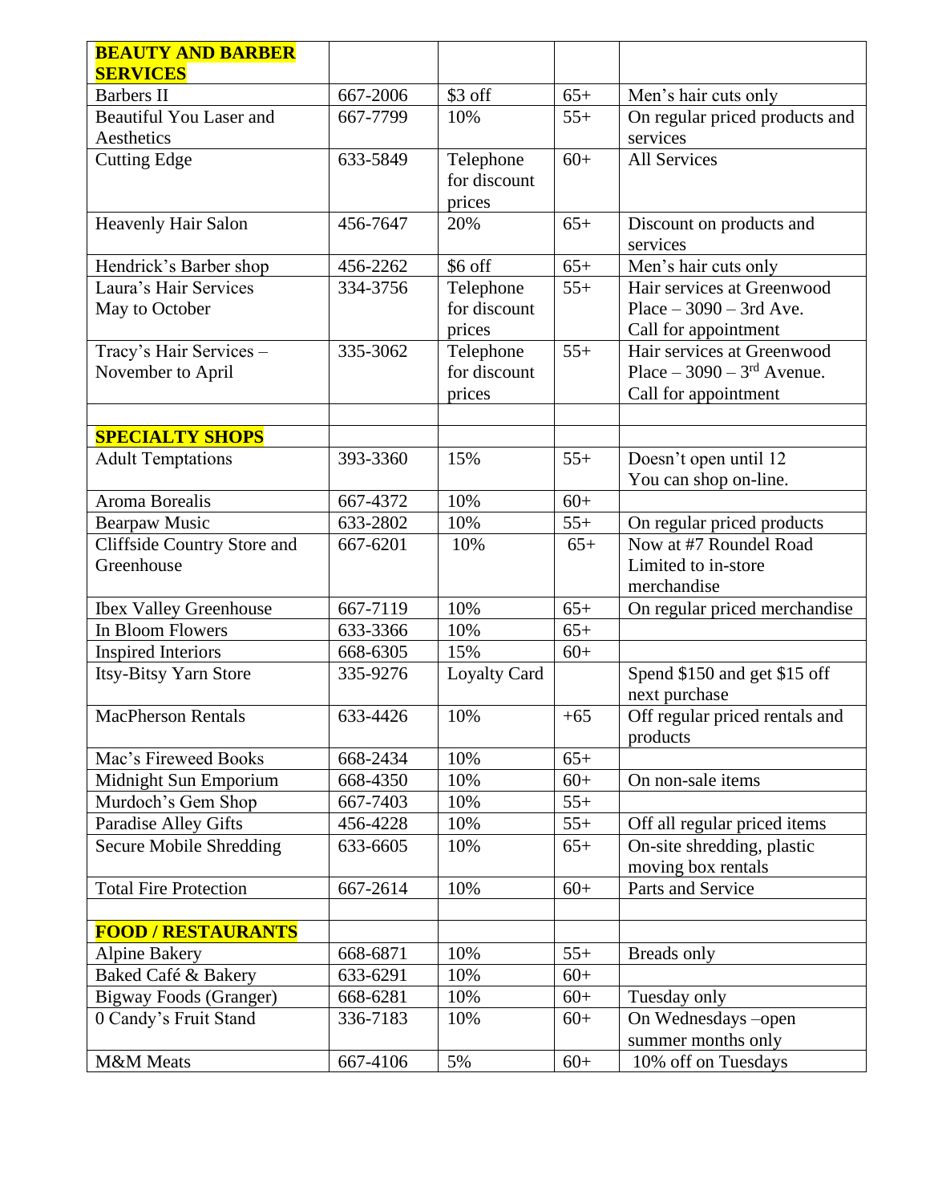| **BEAUTY AND BARBER SERVICES** | | | | |
|---|---|---|---|---|
| Barbers II | 667-2006 | $3 off | 65+ | Men's hair cuts only |
| Beautiful You Laser and Aesthetics | 667-7799 | 10% | 55+ | On regular priced products and services |
| Cutting Edge | 633-5849 | Telephone for discount prices | 60+ | All Services |
| Heavenly Hair Salon | 456-7647 | 20% | 65+ | Discount on products and services |
| Hendrick's Barber shop | 456-2262 | $6 off | 65+ | Men's hair cuts only |
| Laura's Hair Services May to October | 334-3756 | Telephone for discount prices | 55+ | Hair services at Greenwood Place – 3090 – 3rd Ave. Call for appointment |
| Tracy's Hair Services – November to April | 335-3062 | Telephone for discount prices | 55+ | Hair services at Greenwood Place – 3090 – 3rd Avenue. Call for appointment |
| | | | | |
| **SPECIALTY SHOPS** | | | | |
| Adult Temptations | 393-3360 | 15% | 55+ | Doesn't open until 12 You can shop on-line. |
| Aroma Borealis | 667-4372 | 10% | 60+ | |
| Bearpaw Music | 633-2802 | 10% | 55+ | On regular priced products |
| Cliffside Country Store and Greenhouse | 667-6201 | 10% | 65+ | Now at #7 Roundel Road Limited to in-store merchandise |
| Ibex Valley Greenhouse | 667-7119 | 10% | 65+ | On regular priced merchandise |
| In Bloom Flowers | 633-3366 | 10% | 65+ | |
| Inspired Interiors | 668-6305 | 15% | 60+ | |
| Itsy-Bitsy Yarn Store | 335-9276 | Loyalty Card | | Spend $150 and get $15 off next purchase |
| MacPherson Rentals | 633-4426 | 10% | +65 | Off regular priced rentals and products |
| Mac's Fireweed Books | 668-2434 | 10% | 65+ | |
| Midnight Sun Emporium | 668-4350 | 10% | 60+ | On non-sale items |
| Murdoch's Gem Shop | 667-7403 | 10% | 55+ | |
| Paradise Alley Gifts | 456-4228 | 10% | 55+ | Off all regular priced items |
| Secure Mobile Shredding | 633-6605 | 10% | 65+ | On-site shredding, plastic moving box rentals |
| Total Fire Protection | 667-2614 | 10% | 60+ | Parts and Service |
| | | | | |
| **FOOD / RESTAURANTS** | | | | |
| Alpine Bakery | 668-6871 | 10% | 55+ | Breads only |
| Baked Café & Bakery | 633-6291 | 10% | 60+ | |
| Bigway Foods (Granger) | 668-6281 | 10% | 60+ | Tuesday only |
| 0 Candy's Fruit Stand | 336-7183 | 10% | 60+ | On Wednesdays –open summer months only |
| M&M Meats | 667-4106 | 5% | 60+ | 10% off on Tuesdays |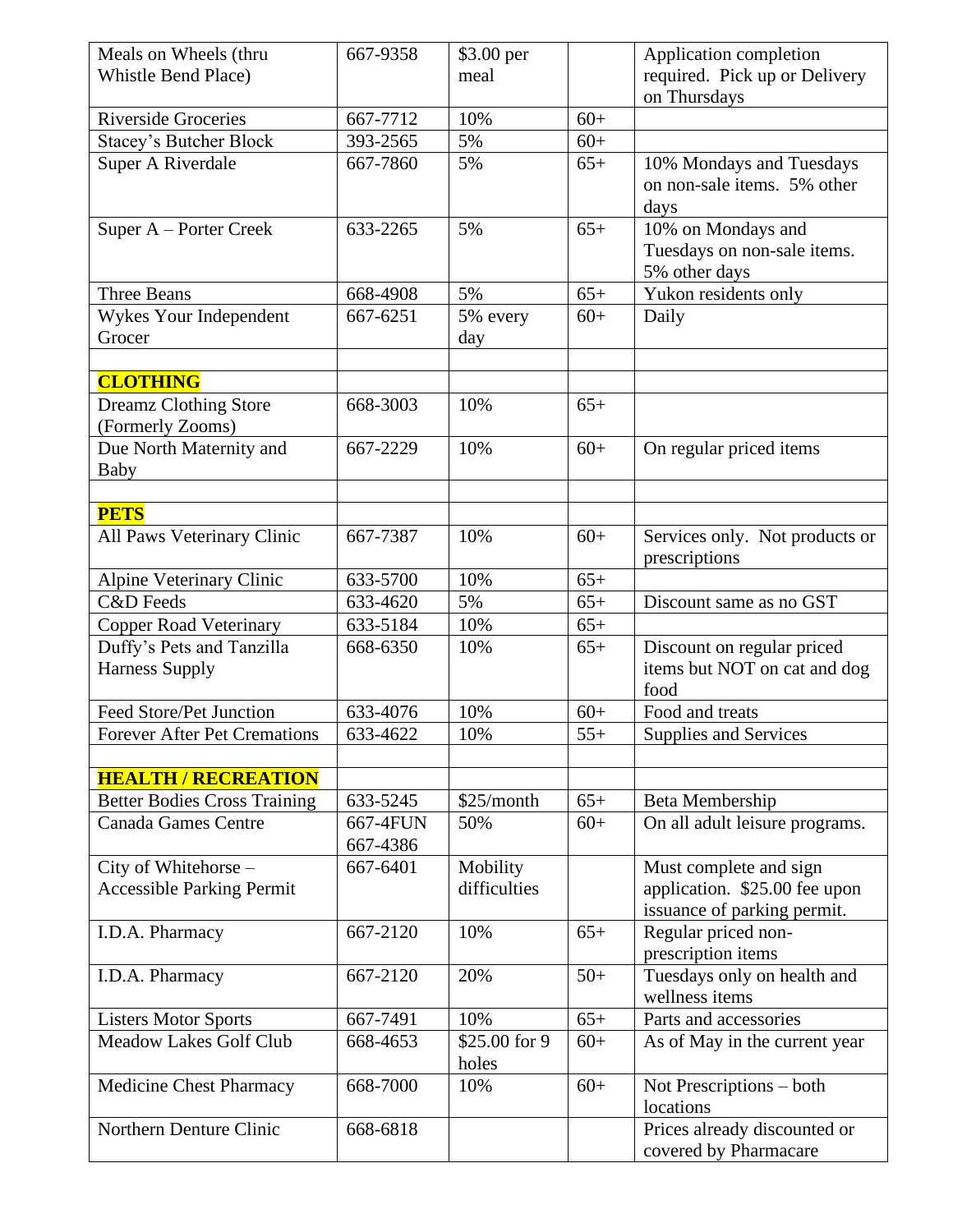| | | | | |
|---|---|---|---|---|
| Meals on Wheels (thru Whistle Bend Place) | 667-9358 | $3.00 per meal | | Application completion required. Pick up or Delivery on Thursdays |
| Riverside Groceries | 667-7712 | 10% | 60+ | |
| Stacey's Butcher Block | 393-2565 | 5% | 60+ | |
| Super A Riverdale | 667-7860 | 5% | 65+ | 10% Mondays and Tuesdays on non-sale items. 5% other days |
| Super A – Porter Creek | 633-2265 | 5% | 65+ | 10% on Mondays and Tuesdays on non-sale items. 5% other days |
| Three Beans | 668-4908 | 5% | 65+ | Yukon residents only |
| Wykes Your Independent Grocer | 667-6251 | 5% every day | 60+ | Daily |
| | | | | |
| **CLOTHING** | | | | |
| Dreamz Clothing Store (Formerly Zooms) | 668-3003 | 10% | 65+ | |
| Due North Maternity and Baby | 667-2229 | 10% | 60+ | On regular priced items |
| | | | | |
| **PETS** | | | | |
| All Paws Veterinary Clinic | 667-7387 | 10% | 60+ | Services only. Not products or prescriptions |
| Alpine Veterinary Clinic | 633-5700 | 10% | 65+ | |
| C&D Feeds | 633-4620 | 5% | 65+ | Discount same as no GST |
| Copper Road Veterinary | 633-5184 | 10% | 65+ | |
| Duffy's Pets and Tanzilla Harness Supply | 668-6350 | 10% | 65+ | Discount on regular priced items but NOT on cat and dog food |
| Feed Store/Pet Junction | 633-4076 | 10% | 60+ | Food and treats |
| Forever After Pet Cremations | 633-4622 | 10% | 55+ | Supplies and Services |
| | | | | |
| **HEALTH / RECREATION** | | | | |
| Better Bodies Cross Training | 633-5245 | $25/month | 65+ | Beta Membership |
| Canada Games Centre | 667-4FUN 667-4386 | 50% | 60+ | On all adult leisure programs. |
| City of Whitehorse – Accessible Parking Permit | 667-6401 | Mobility difficulties | | Must complete and sign application. $25.00 fee upon issuance of parking permit. |
| I.D.A. Pharmacy | 667-2120 | 10% | 65+ | Regular priced non-prescription items |
| I.D.A. Pharmacy | 667-2120 | 20% | 50+ | Tuesdays only on health and wellness items |
| Listers Motor Sports | 667-7491 | 10% | 65+ | Parts and accessories |
| Meadow Lakes Golf Club | 668-4653 | $25.00 for 9 holes | 60+ | As of May in the current year |
| Medicine Chest Pharmacy | 668-7000 | 10% | 60+ | Not Prescriptions – both locations |
| Northern Denture Clinic | 668-6818 | | | Prices already discounted or covered by Pharmacare |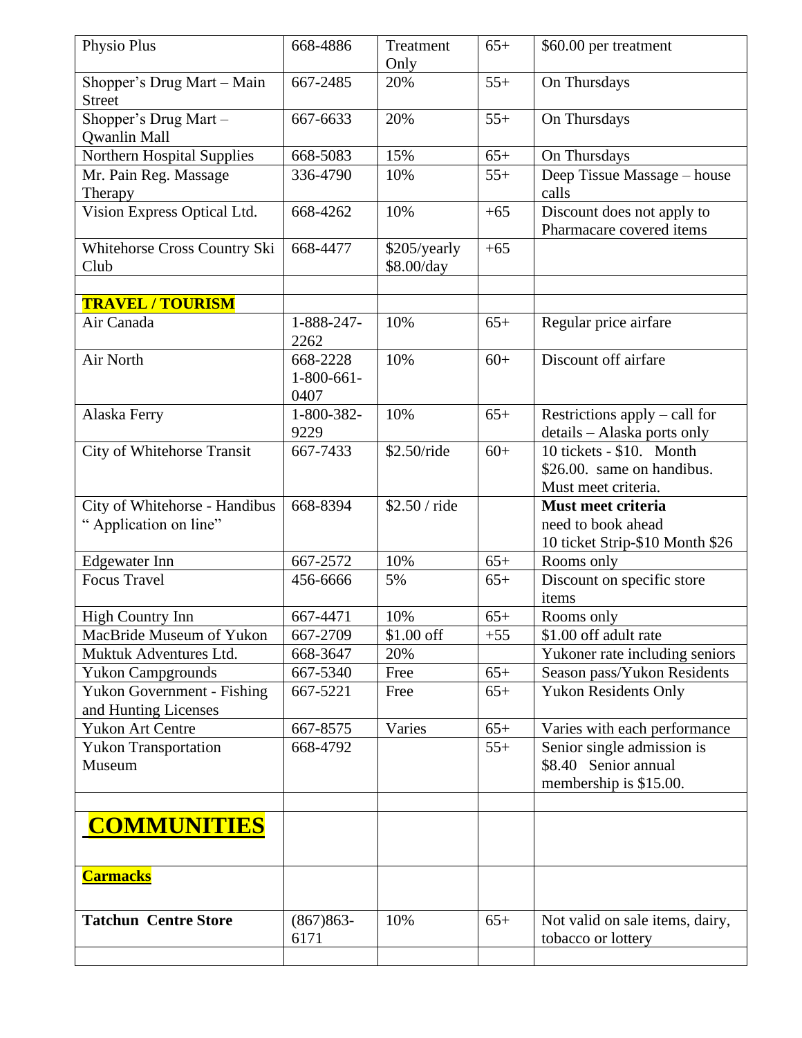| Physio Plus | 668-4886 | Treatment Only | 65+ | $60.00 per treatment |
|---|---|---|---|---|
| Shopper's Drug Mart – Main Street | 667-2485 | 20% | 55+ | On Thursdays |
| Shopper's Drug Mart – Qwanlin Mall | 667-6633 | 20% | 55+ | On Thursdays |
| Northern Hospital Supplies | 668-5083 | 15% | 65+ | On Thursdays |
| Mr. Pain Reg. Massage Therapy | 336-4790 | 10% | 55+ | Deep Tissue Massage – house calls |
| Vision Express Optical Ltd. | 668-4262 | 10% | +65 | Discount does not apply to Pharmacare covered items |
| Whitehorse Cross Country Ski Club | 668-4477 | $205/yearly $8.00/day | +65 | |
| | | | | |
| **TRAVEL / TOURISM** | | | | |
| Air Canada | 1-888-247-2262 | 10% | 65+ | Regular price airfare |
| Air North | 668-2228 1-800-661-0407 | 10% | 60+ | Discount off airfare |
| Alaska Ferry | 1-800-382-9229 | 10% | 65+ | Restrictions apply – call for details – Alaska ports only |
| City of Whitehorse Transit | 667-7433 | $2.50/ride | 60+ | 10 tickets - $10. Month $26.00. same on handibus. Must meet criteria. |
| City of Whitehorse - Handibus " Application on line" | 668-8394 | $2.50 / ride | | **Must meet criteria** need to book ahead 10 ticket Strip-$10 Month $26 |
| Edgewater Inn | 667-2572 | 10% | 65+ | Rooms only |
| Focus Travel | 456-6666 | 5% | 65+ | Discount on specific store items |
| High Country Inn | 667-4471 | 10% | 65+ | Rooms only |
| MacBride Museum of Yukon | 667-2709 | $1.00 off | +55 | $1.00 off adult rate |
| Muktuk Adventures Ltd. | 668-3647 | 20% | | Yukoner rate including seniors |
| Yukon Campgrounds | 667-5340 | Free | 65+ | Season pass/Yukon Residents |
| Yukon Government - Fishing and Hunting Licenses | 667-5221 | Free | 65+ | Yukon Residents Only |
| Yukon Art Centre | 667-8575 | Varies | 65+ | Varies with each performance |
| Yukon Transportation Museum | 668-4792 | | 55+ | Senior single admission is $8.40 Senior annual membership is $15.00. |
| | | | | |
| **COMMUNITIES** | | | | |
| **Carmacks** | | | | |
| **Tatchun Centre Store** | (867)863-6171 | 10% | 65+ | Not valid on sale items, dairy, tobacco or lottery |
| | | | | |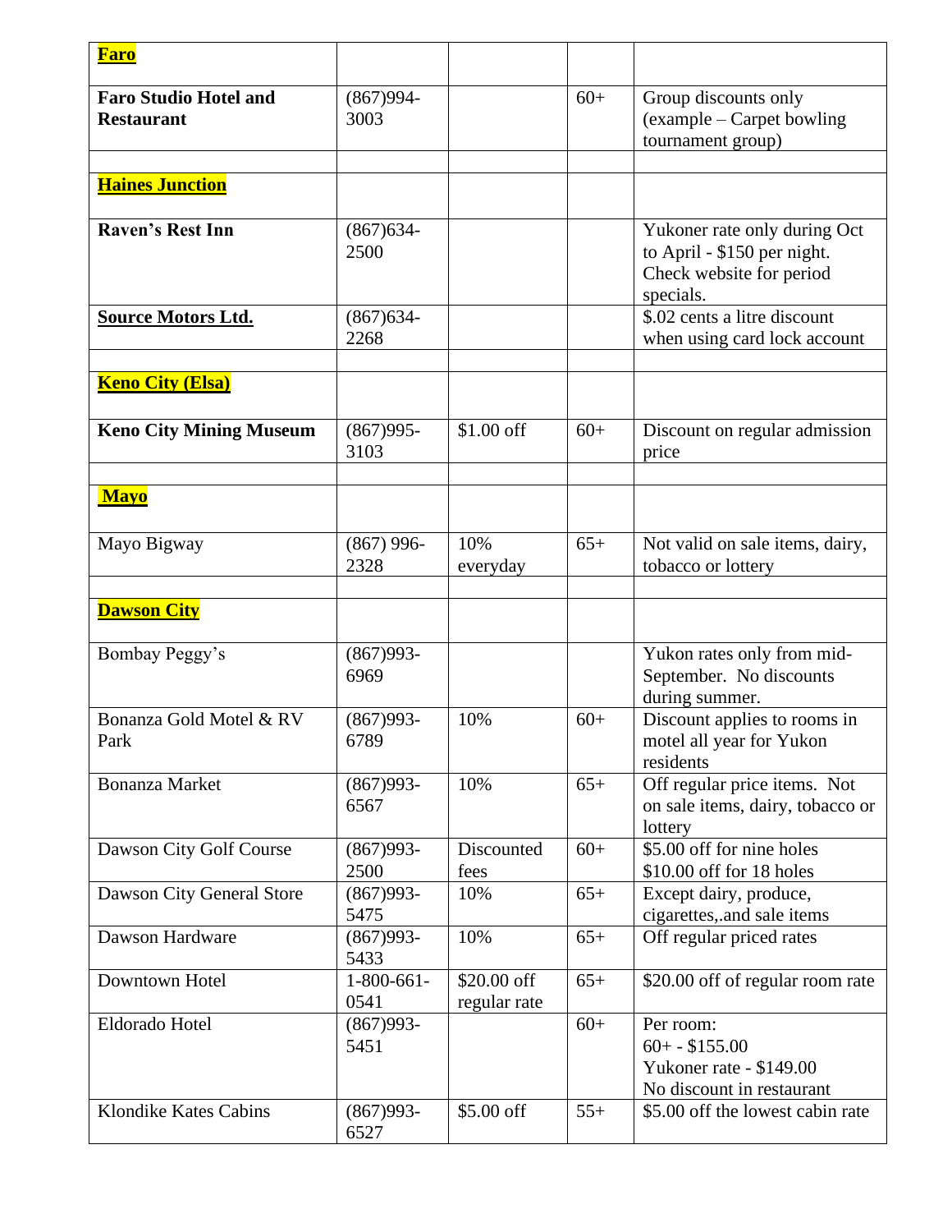| **Faro** | | | | |
|---|---|---|---|---|
| **Faro Studio Hotel and Restaurant** | (867)994-3003 | | 60+ | Group discounts only (example – Carpet bowling tournament group) |
| | | | | |
| **Haines Junction** | | | | |
| **Raven's Rest Inn** | (867)634-2500 | | | Yukoner rate only during Oct to April - $150 per night. Check website for period specials. |
| **Source Motors Ltd.** | (867)634-2268 | | | $.02 cents a litre discount when using card lock account |
| | | | | |
| **Keno City (Elsa)** | | | | |
| **Keno City Mining Museum** | (867)995-3103 | $1.00 off | 60+ | Discount on regular admission price |
| | | | | |
| **Mayo** | | | | |
| Mayo Bigway | (867) 996-2328 | 10% everyday | 65+ | Not valid on sale items, dairy, tobacco or lottery |
| | | | | |
| **Dawson City** | | | | |
| Bombay Peggy's | (867)993-6969 | | | Yukon rates only from mid-September. No discounts during summer. |
| Bonanza Gold Motel & RV Park | (867)993-6789 | 10% | 60+ | Discount applies to rooms in motel all year for Yukon residents |
| Bonanza Market | (867)993-6567 | 10% | 65+ | Off regular price items. Not on sale items, dairy, tobacco or lottery |
| Dawson City Golf Course | (867)993-2500 | Discounted fees | 60+ | $5.00 off for nine holes<br>$10.00 off for 18 holes |
| Dawson City General Store | (867)993-5475 | 10% | 65+ | Except dairy, produce, cigarettes,.and sale items |
| Dawson Hardware | (867)993-5433 | 10% | 65+ | Off regular priced rates |
| Downtown Hotel | 1-800-661-0541 | $20.00 off regular rate | 65+ | $20.00 off of regular room rate |
| Eldorado Hotel | (867)993-5451 | | 60+ | Per room:<br>60+ - $155.00<br>Yukoner rate - $149.00<br>No discount in restaurant |
| Klondike Kates Cabins | (867)993-6527 | $5.00 off | 55+ | $5.00 off the lowest cabin rate |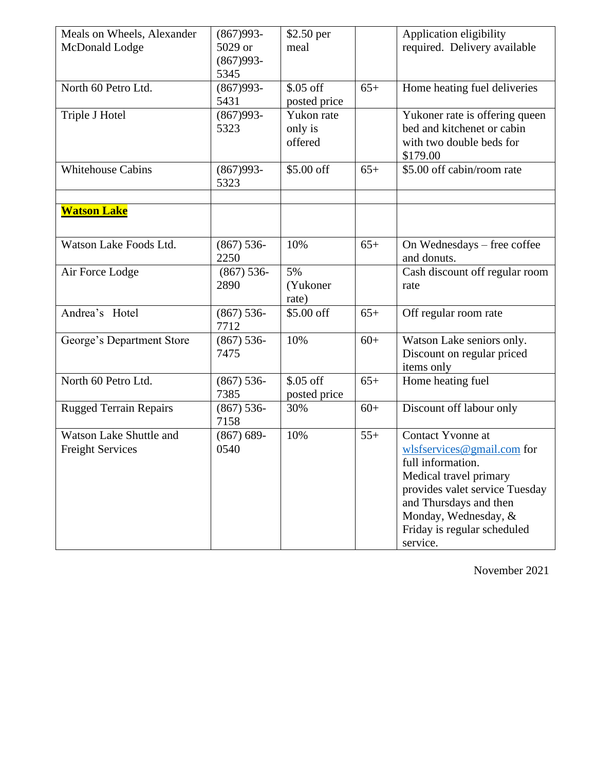| | | | | |
|---|---|---|---|---|
| Meals on Wheels, Alexander McDonald Lodge | (867)993-5029 or (867)993-5345 | $2.50 per meal | | Application eligibility required. Delivery available |
| North 60 Petro Ltd. | (867)993-5431 | $.05 off posted price | 65+ | Home heating fuel deliveries |
| Triple J Hotel | (867)993-5323 | Yukon rate only is offered | | Yukoner rate is offering queen bed and kitchenet or cabin with two double beds for $179.00 |
| Whitehouse Cabins | (867)993-5323 | $5.00 off | 65+ | $5.00 off cabin/room rate |
| | | | | |
| **Watson Lake** | | | | |
| Watson Lake Foods Ltd. | (867) 536-2250 | 10% | 65+ | On Wednesdays – free coffee and donuts. |
| Air Force Lodge | (867) 536-2890 | 5% (Yukoner rate) | | Cash discount off regular room rate |
| Andrea's Hotel | (867) 536-7712 | $5.00 off | 65+ | Off regular room rate |
| George's Department Store | (867) 536-7475 | 10% | 60+ | Watson Lake seniors only. Discount on regular priced items only |
| North 60 Petro Ltd. | (867) 536-7385 | $.05 off posted price | 65+ | Home heating fuel |
| Rugged Terrain Repairs | (867) 536-7158 | 30% | 60+ | Discount off labour only |
| Watson Lake Shuttle and Freight Services | (867) 689-0540 | 10% | 55+ | Contact Yvonne at wlsfservices@gmail.com for full information. Medical travel primary provides valet service Tuesday and Thursdays and then Monday, Wednesday, & Friday is regular scheduled service. |

November 2021